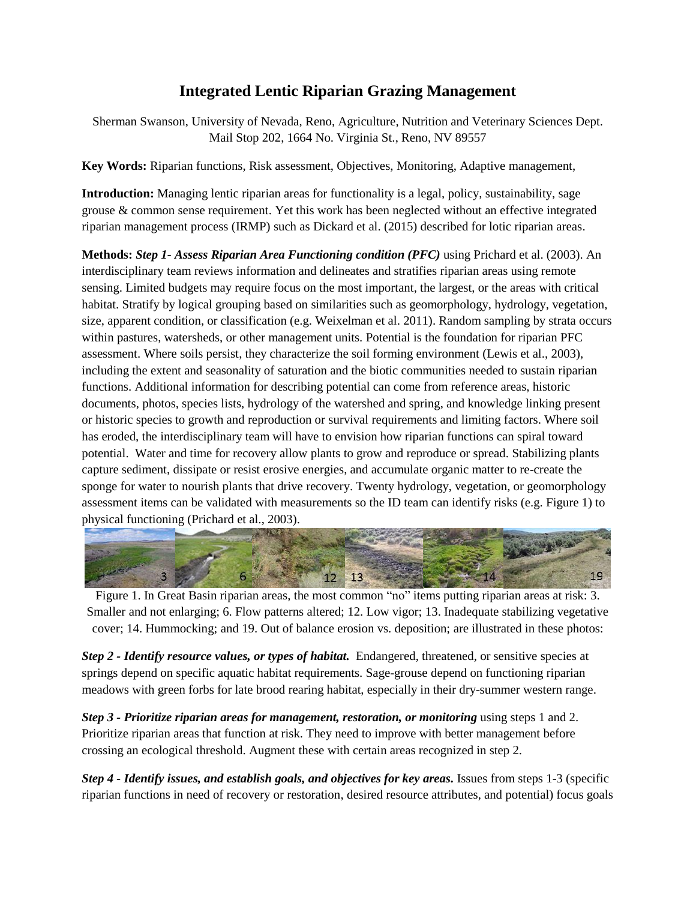# Integrated Lentic Riparian Grazing Management

Sherman Swanson, University of Nevada, Reno, Agriculture, Nutrition and Veterinary Sciences Dept. Mail Stop 202, 1664 No. Virginia St., Reno, NV 89557

**Key Words:** Riparian functions, Risk assessment, Objectives, Monitoring, Adaptive management,

**Introduction:** Managing lentic riparian areas for functionality is a legal, policy, sustainability, sage grouse & common sense requirement. Yet this work has been neglected without an effective integrated riparian management process (IRMP) such as Dickard et al. (2015) described for lotic riparian areas.

**Methods:** ***Step 1- Assess Riparian Area Functioning condition (PFC)*** using Prichard et al. (2003). An interdisciplinary team reviews information and delineates and stratifies riparian areas using remote sensing. Limited budgets may require focus on the most important, the largest, or the areas with critical habitat. Stratify by logical grouping based on similarities such as geomorphology, hydrology, vegetation, size, apparent condition, or classification (e.g. Weixelman et al. 2011). Random sampling by strata occurs within pastures, watersheds, or other management units. Potential is the foundation for riparian PFC assessment. Where soils persist, they characterize the soil forming environment (Lewis et al., 2003), including the extent and seasonality of saturation and the biotic communities needed to sustain riparian functions. Additional information for describing potential can come from reference areas, historic documents, photos, species lists, hydrology of the watershed and spring, and knowledge linking present or historic species to growth and reproduction or survival requirements and limiting factors. Where soil has eroded, the interdisciplinary team will have to envision how riparian functions can spiral toward potential. Water and time for recovery allow plants to grow and reproduce or spread. Stabilizing plants capture sediment, dissipate or resist erosive energies, and accumulate organic matter to re-create the sponge for water to nourish plants that drive recovery. Twenty hydrology, vegetation, or geomorphology assessment items can be validated with measurements so the ID team can identify risks (e.g. Figure 1) to physical functioning (Prichard et al., 2003).

Figure 1. In Great Basin riparian areas, the most common "no" items putting riparian areas at risk: 3. Smaller and not enlarging; 6. Flow patterns altered; 12. Low vigor; 13. Inadequate stabilizing vegetative cover; 14. Hummocking; and 19. Out of balance erosion vs. deposition; are illustrated in these photos:

***Step 2 - Identify resource values, or types of habitat.*** Endangered, threatened, or sensitive species at springs depend on specific aquatic habitat requirements. Sage-grouse depend on functioning riparian meadows with green forbs for late brood rearing habitat, especially in their dry-summer western range.

***Step 3 - Prioritize riparian areas for management, restoration, or monitoring*** using steps 1 and 2. Prioritize riparian areas that function at risk. They need to improve with better management before crossing an ecological threshold. Augment these with certain areas recognized in step 2.

***Step 4 - Identify issues, and establish goals, and objectives for key areas.*** Issues from steps 1-3 (specific riparian functions in need of recovery or restoration, desired resource attributes, and potential) focus goals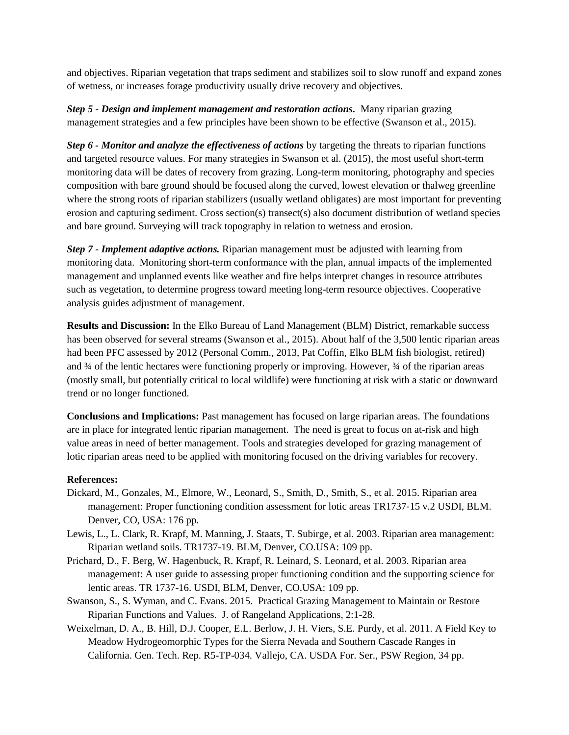and objectives. Riparian vegetation that traps sediment and stabilizes soil to slow runoff and expand zones of wetness, or increases forage productivity usually drive recovery and objectives.

***Step 5 - Design and implement management and restoration actions.*** Many riparian grazing management strategies and a few principles have been shown to be effective (Swanson et al., 2015).

***Step 6 - Monitor and analyze the effectiveness of actions*** by targeting the threats to riparian functions and targeted resource values. For many strategies in Swanson et al. (2015), the most useful short-term monitoring data will be dates of recovery from grazing. Long-term monitoring, photography and species composition with bare ground should be focused along the curved, lowest elevation or thalweg greenline where the strong roots of riparian stabilizers (usually wetland obligates) are most important for preventing erosion and capturing sediment. Cross section(s) transect(s) also document distribution of wetland species and bare ground. Surveying will track topography in relation to wetness and erosion.

***Step 7 - Implement adaptive actions.*** Riparian management must be adjusted with learning from monitoring data. Monitoring short-term conformance with the plan, annual impacts of the implemented management and unplanned events like weather and fire helps interpret changes in resource attributes such as vegetation, to determine progress toward meeting long-term resource objectives. Cooperative analysis guides adjustment of management.

**Results and Discussion:** In the Elko Bureau of Land Management (BLM) District, remarkable success has been observed for several streams (Swanson et al., 2015). About half of the 3,500 lentic riparian areas had been PFC assessed by 2012 (Personal Comm., 2013, Pat Coffin, Elko BLM fish biologist, retired) and ¾ of the lentic hectares were functioning properly or improving. However, ¾ of the riparian areas (mostly small, but potentially critical to local wildlife) were functioning at risk with a static or downward trend or no longer functioned.

**Conclusions and Implications:** Past management has focused on large riparian areas. The foundations are in place for integrated lentic riparian management. The need is great to focus on at-risk and high value areas in need of better management. Tools and strategies developed for grazing management of lotic riparian areas need to be applied with monitoring focused on the driving variables for recovery.

**References:**

Dickard, M., Gonzales, M., Elmore, W., Leonard, S., Smith, D., Smith, S., et al. 2015. Riparian area management: Proper functioning condition assessment for lotic areas TR1737-15 v.2 USDI, BLM. Denver, CO, USA: 176 pp.

Lewis, L., L. Clark, R. Krapf, M. Manning, J. Staats, T. Subirge, et al. 2003. Riparian area management: Riparian wetland soils. TR1737-19. BLM, Denver, CO.USA: 109 pp.

Prichard, D., F. Berg, W. Hagenbuck, R. Krapf, R. Leinard, S. Leonard, et al. 2003. Riparian area management: A user guide to assessing proper functioning condition and the supporting science for lentic areas. TR 1737-16. USDI, BLM, Denver, CO.USA: 109 pp.

Swanson, S., S. Wyman, and C. Evans. 2015. Practical Grazing Management to Maintain or Restore Riparian Functions and Values. J. of Rangeland Applications, 2:1-28.

Weixelman, D. A., B. Hill, D.J. Cooper, E.L. Berlow, J. H. Viers, S.E. Purdy, et al. 2011. A Field Key to Meadow Hydrogeomorphic Types for the Sierra Nevada and Southern Cascade Ranges in California. Gen. Tech. Rep. R5-TP-034. Vallejo, CA. USDA For. Ser., PSW Region, 34 pp.